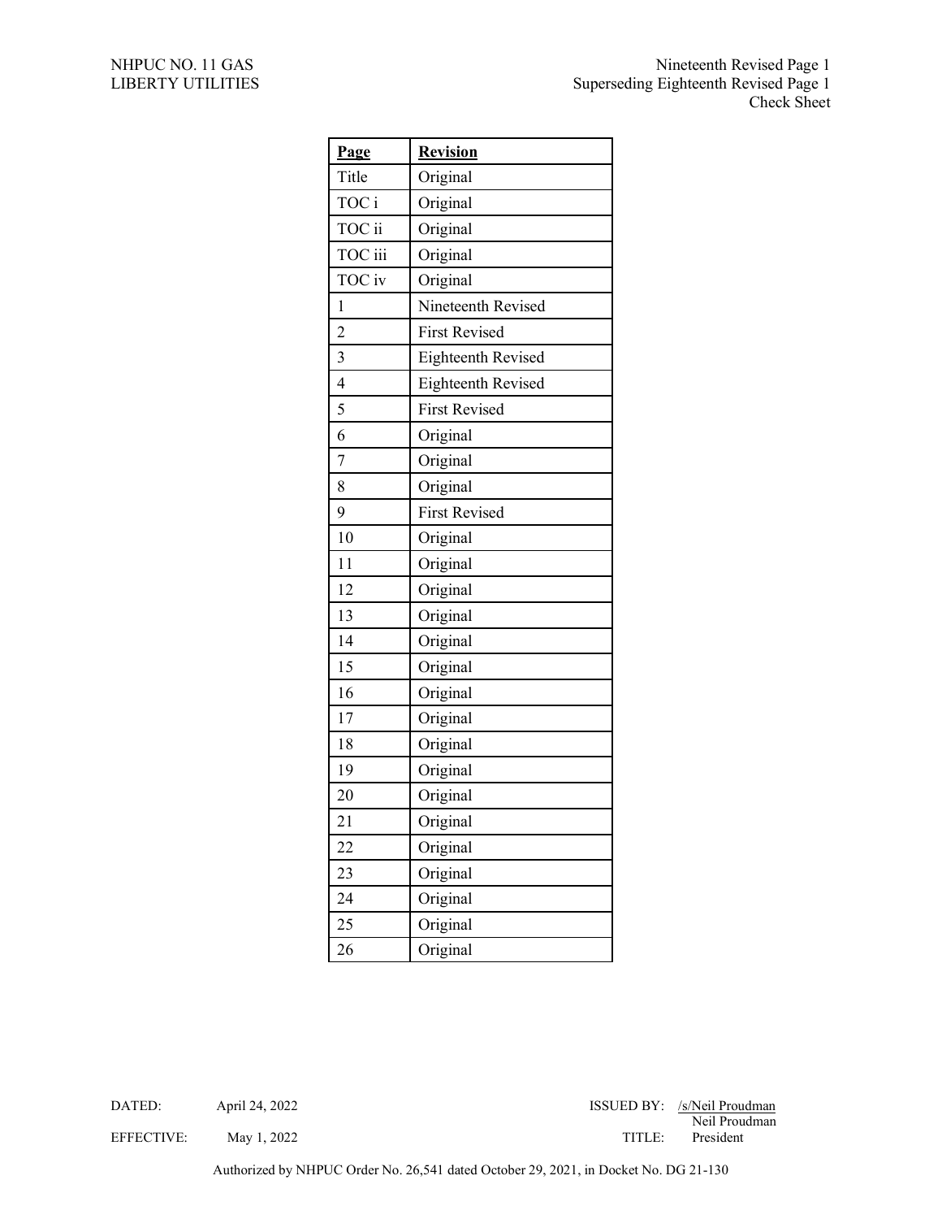NHPUC NO. 11 GAS
LIBERTY UTILITIES

Nineteenth Revised Page 1
Superseding Eighteenth Revised Page 1
Check Sheet

| **Page** | **Revision** |
|---|---|
| Title | Original |
| TOC i | Original |
| TOC ii | Original |
| TOC iii | Original |
| TOC iv | Original |
| 1 | Nineteenth Revised |
| 2 | First Revised |
| 3 | Eighteenth Revised |
| 4 | Eighteenth Revised |
| 5 | First Revised |
| 6 | Original |
| 7 | Original |
| 8 | Original |
| 9 | First Revised |
| 10 | Original |
| 11 | Original |
| 12 | Original |
| 13 | Original |
| 14 | Original |
| 15 | Original |
| 16 | Original |
| 17 | Original |
| 18 | Original |
| 19 | Original |
| 20 | Original |
| 21 | Original |
| 22 | Original |
| 23 | Original |
| 24 | Original |
| 25 | Original |
| 26 | Original |

DATED: April 24, 2022
EFFECTIVE: May 1, 2022

ISSUED BY: /s/Neil Proudman
Neil Proudman
TITLE: President

Authorized by NHPUC Order No. 26,541 dated October 29, 2021, in Docket No. DG 21-130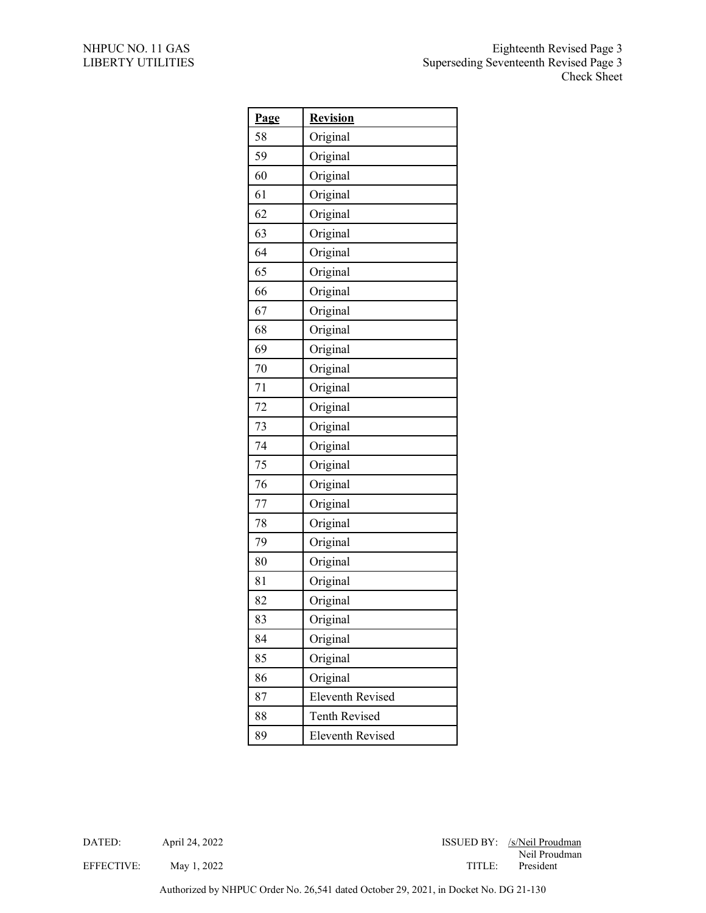NHPUC NO. 11 GAS
LIBERTY UTILITIES

Eighteenth Revised Page 3
Superseding Seventeenth Revised Page 3
Check Sheet

| Page | Revision |
|---|---|
| 58 | Original |
| 59 | Original |
| 60 | Original |
| 61 | Original |
| 62 | Original |
| 63 | Original |
| 64 | Original |
| 65 | Original |
| 66 | Original |
| 67 | Original |
| 68 | Original |
| 69 | Original |
| 70 | Original |
| 71 | Original |
| 72 | Original |
| 73 | Original |
| 74 | Original |
| 75 | Original |
| 76 | Original |
| 77 | Original |
| 78 | Original |
| 79 | Original |
| 80 | Original |
| 81 | Original |
| 82 | Original |
| 83 | Original |
| 84 | Original |
| 85 | Original |
| 86 | Original |
| 87 | Eleventh Revised |
| 88 | Tenth Revised |
| 89 | Eleventh Revised |

DATED: April 24, 2022
EFFECTIVE: May 1, 2022

ISSUED BY: /s/Neil Proudman
Neil Proudman
TITLE: President

Authorized by NHPUC Order No. 26,541 dated October 29, 2021, in Docket No. DG 21-130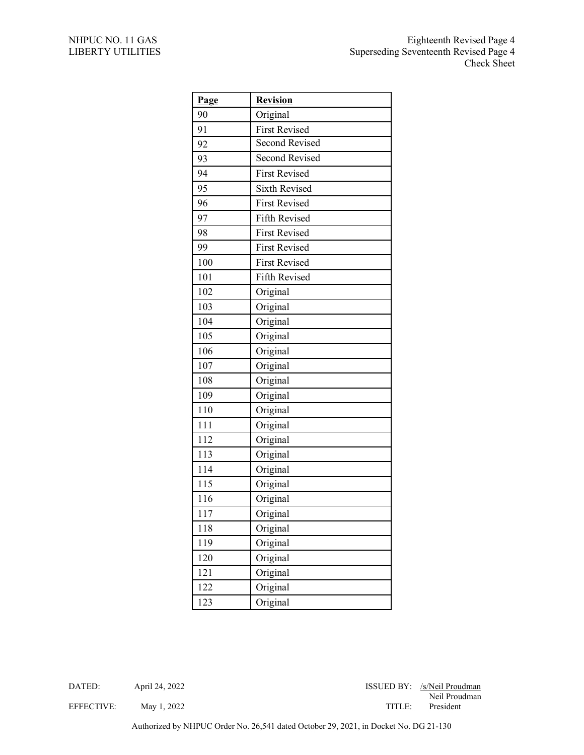NHPUC NO. 11 GAS
LIBERTY UTILITIES

Eighteenth Revised Page 4
Superseding Seventeenth Revised Page 4
Check Sheet

| Page | Revision |
|---|---|
| 90 | Original |
| 91 | First Revised |
| 92 | Second Revised |
| 93 | Second Revised |
| 94 | First Revised |
| 95 | Sixth Revised |
| 96 | First Revised |
| 97 | Fifth Revised |
| 98 | First Revised |
| 99 | First Revised |
| 100 | First Revised |
| 101 | Fifth Revised |
| 102 | Original |
| 103 | Original |
| 104 | Original |
| 105 | Original |
| 106 | Original |
| 107 | Original |
| 108 | Original |
| 109 | Original |
| 110 | Original |
| 111 | Original |
| 112 | Original |
| 113 | Original |
| 114 | Original |
| 115 | Original |
| 116 | Original |
| 117 | Original |
| 118 | Original |
| 119 | Original |
| 120 | Original |
| 121 | Original |
| 122 | Original |
| 123 | Original |

DATED: April 24, 2022
EFFECTIVE: May 1, 2022

ISSUED BY: /s/Neil Proudman
Neil Proudman
TITLE: President

Authorized by NHPUC Order No. 26,541 dated October 29, 2021, in Docket No. DG 21-130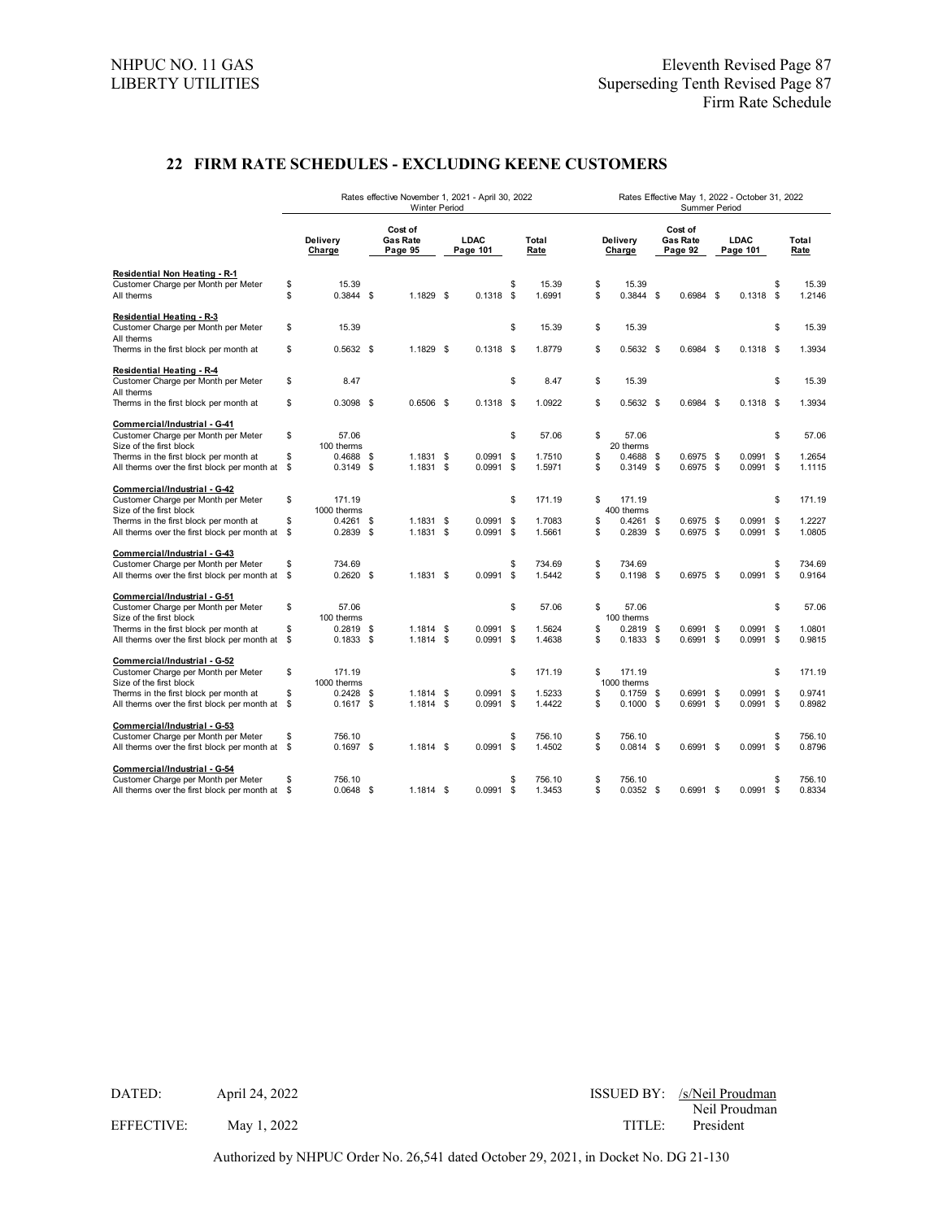NHPUC NO. 11 GAS
LIBERTY UTILITIES

Eleventh Revised Page 87
Superseding Tenth Revised Page 87
Firm Rate Schedule

## 22 FIRM RATE SCHEDULES - EXCLUDING KEENE CUSTOMERS

| | Rates effective November 1, 2021 - April 30, 2022 Winter Period | | | | Rates Effective May 1, 2022 - October 31, 2022 Summer Period | | | |
|---|---|---|---|---|---|---|---|---|
| | Delivery Charge | Cost of Gas Rate Page 95 | LDAC Page 101 | Total Rate | Delivery Charge | Cost of Gas Rate Page 92 | LDAC Page 101 | Total Rate |
| **Residential Non Heating - R-1** | | | | | | | | |
| Customer Charge per Month per Meter | $ 15.39 | | | $ 15.39 | $ 15.39 | | | $ 15.39 |
| All therms | $ 0.3844 | $ 1.1829 | $ 0.1318 | $ 1.6991 | $ 0.3844 | $ 0.6984 | $ 0.1318 | $ 1.2146 |
| **Residential Heating - R-3** | | | | | | | | |
| Customer Charge per Month per Meter | $ 15.39 | | | $ 15.39 | $ 15.39 | | | $ 15.39 |
| All therms | | | | | | | | |
| Therms in the first block per month at | $ 0.5632 | $ 1.1829 | $ 0.1318 | $ 1.8779 | $ 0.5632 | $ 0.6984 | $ 0.1318 | $ 1.3934 |
| **Residential Heating - R-4** | | | | | | | | |
| Customer Charge per Month per Meter | $ 8.47 | | | $ 8.47 | $ 15.39 | | | $ 15.39 |
| All therms | | | | | | | | |
| Therms in the first block per month at | $ 0.3098 | $ 0.6506 | $ 0.1318 | $ 1.0922 | $ 0.5632 | $ 0.6984 | $ 0.1318 | $ 1.3934 |
| **Commercial/Industrial - G-41** | | | | | | | | |
| Customer Charge per Month per Meter | $ 57.06 | | | $ 57.06 | $ 57.06 | | | $ 57.06 |
| Size of the first block | 100 therms | | | | 20 therms | | | |
| Therms in the first block per month at | $ 0.4688 | $ 1.1831 | $ 0.0991 | $ 1.7510 | $ 0.4688 | $ 0.6975 | $ 0.0991 | $ 1.2654 |
| All therms over the first block per month at | $ 0.3149 | $ 1.1831 | $ 0.0991 | $ 1.5971 | $ 0.3149 | $ 0.6975 | $ 0.0991 | $ 1.1115 |
| **Commercial/Industrial - G-42** | | | | | | | | |
| Customer Charge per Month per Meter | $ 171.19 | | | $ 171.19 | $ 171.19 | | | $ 171.19 |
| Size of the first block | 1000 therms | | | | 400 therms | | | |
| Therms in the first block per month at | $ 0.4261 | $ 1.1831 | $ 0.0991 | $ 1.7083 | $ 0.4261 | $ 0.6975 | $ 0.0991 | $ 1.2227 |
| All therms over the first block per month at | $ 0.2839 | $ 1.1831 | $ 0.0991 | $ 1.5661 | $ 0.2839 | $ 0.6975 | $ 0.0991 | $ 1.0805 |
| **Commercial/Industrial - G-43** | | | | | | | | |
| Customer Charge per Month per Meter | $ 734.69 | | | $ 734.69 | $ 734.69 | | | $ 734.69 |
| All therms over the first block per month at | $ 0.2620 | $ 1.1831 | $ 0.0991 | $ 1.5442 | $ 0.1198 | $ 0.6975 | $ 0.0991 | $ 0.9164 |
| **Commercial/Industrial - G-51** | | | | | | | | |
| Customer Charge per Month per Meter | $ 57.06 | | | $ 57.06 | $ 57.06 | | | $ 57.06 |
| Size of the first block | 100 therms | | | | 100 therms | | | |
| Therms in the first block per month at | $ 0.2819 | $ 1.1814 | $ 0.0991 | $ 1.5624 | $ 0.2819 | $ 0.6991 | $ 0.0991 | $ 1.0801 |
| All therms over the first block per month at | $ 0.1833 | $ 1.1814 | $ 0.0991 | $ 1.4638 | $ 0.1833 | $ 0.6991 | $ 0.0991 | $ 0.9815 |
| **Commercial/Industrial - G-52** | | | | | | | | |
| Customer Charge per Month per Meter | $ 171.19 | | | $ 171.19 | $ 171.19 | | | $ 171.19 |
| Size of the first block | 1000 therms | | | | 1000 therms | | | |
| Therms in the first block per month at | $ 0.2428 | $ 1.1814 | $ 0.0991 | $ 1.5233 | $ 0.1759 | $ 0.6991 | $ 0.0991 | $ 0.9741 |
| All therms over the first block per month at | $ 0.1617 | $ 1.1814 | $ 0.0991 | $ 1.4422 | $ 0.1000 | $ 0.6991 | $ 0.0991 | $ 0.8982 |
| **Commercial/Industrial - G-53** | | | | | | | | |
| Customer Charge per Month per Meter | $ 756.10 | | | $ 756.10 | $ 756.10 | | | $ 756.10 |
| All therms over the first block per month at | $ 0.1697 | $ 1.1814 | $ 0.0991 | $ 1.4502 | $ 0.0814 | $ 0.6991 | $ 0.0991 | $ 0.8796 |
| **Commercial/Industrial - G-54** | | | | | | | | |
| Customer Charge per Month per Meter | $ 756.10 | | | $ 756.10 | $ 756.10 | | | $ 756.10 |
| All therms over the first block per month at | $ 0.0648 | $ 1.1814 | $ 0.0991 | $ 1.3453 | $ 0.0352 | $ 0.6991 | $ 0.0991 | $ 0.8334 |

DATED: April 24, 2022
EFFECTIVE: May 1, 2022

ISSUED BY: /s/Neil Proudman
Neil Proudman
TITLE: President

Authorized by NHPUC Order No. 26,541 dated October 29, 2021, in Docket No. DG 21-130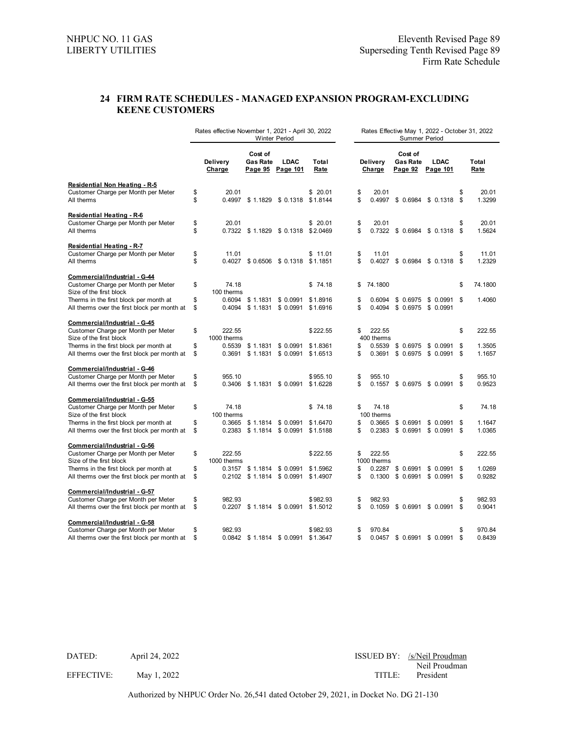NHPUC NO. 11 GAS
LIBERTY UTILITIES

Eleventh Revised Page 89
Superseding Tenth Revised Page 89
Firm Rate Schedule

## 24 FIRM RATE SCHEDULES - MANAGED EXPANSION PROGRAM-EXCLUDING KEENE CUSTOMERS

| | Rates effective November 1, 2021 - April 30, 2022 Winter Period | | | | Rates Effective May 1, 2022 - October 31, 2022 Summer Period | | | |
|---|---|---|---|---|---|---|---|---|
| | Delivery Charge | Cost of Gas Rate Page 95 | LDAC Page 101 | Total Rate | Delivery Charge | Cost of Gas Rate Page 92 | LDAC Page 101 | Total Rate |
| **Residential Non Heating - R-5** | | | | | | | | |
| Customer Charge per Month per Meter | $ 20.01 | | | $ 20.01 | $ 20.01 | | | $ 20.01 |
| All therms | $ 0.4997 | $ 1.1829 | $ 0.1318 | $ 1.8144 | $ 0.4997 | $ 0.6984 | $ 0.1318 | $ 1.3299 |
| **Residential Heating - R-6** | | | | | | | | |
| Customer Charge per Month per Meter | $ 20.01 | | | $ 20.01 | $ 20.01 | | | $ 20.01 |
| All therms | $ 0.7322 | $ 1.1829 | $ 0.1318 | $ 2.0469 | $ 0.7322 | $ 0.6984 | $ 0.1318 | $ 1.5624 |
| **Residential Heating - R-7** | | | | | | | | |
| Customer Charge per Month per Meter | $ 11.01 | | | $ 11.01 | $ 11.01 | | | $ 11.01 |
| All therms | $ 0.4027 | $ 0.6506 | $ 0.1318 | $ 1.1851 | $ 0.4027 | $ 0.6984 | $ 0.1318 | $ 1.2329 |
| **Commercial/Industrial - G-44** | | | | | | | | |
| Customer Charge per Month per Meter | $ 74.18 | | | $ 74.18 | $ 74.1800 | | | $ 74.1800 |
| Size of the first block | 100 therms | | | | | | | |
| Therms in the first block per month at | $ 0.6094 | $ 1.1831 | $ 0.0991 | $ 1.8916 | $ 0.6094 | $ 0.6975 | $ 0.0991 | $ 1.4060 |
| All therms over the first block per month at | $ 0.4094 | $ 1.1831 | $ 0.0991 | $ 1.6916 | $ 0.4094 | $ 0.6975 | $ 0.0991 | |
| **Commercial/Industrial - G-45** | | | | | | | | |
| Customer Charge per Month per Meter | $ 222.55 | | | $ 222.55 | $ 222.55 | | | $ 222.55 |
| Size of the first block | 1000 therms | | | | 400 therms | | | |
| Therms in the first block per month at | $ 0.5539 | $ 1.1831 | $ 0.0991 | $ 1.8361 | $ 0.5539 | $ 0.6975 | $ 0.0991 | $ 1.3505 |
| All therms over the first block per month at | $ 0.3691 | $ 1.1831 | $ 0.0991 | $ 1.6513 | $ 0.3691 | $ 0.6975 | $ 0.0991 | $ 1.1657 |
| **Commercial/Industrial - G-46** | | | | | | | | |
| Customer Charge per Month per Meter | $ 955.10 | | | $ 955.10 | $ 955.10 | | | $ 955.10 |
| All therms over the first block per month at | $ 0.3406 | $ 1.1831 | $ 0.0991 | $ 1.6228 | $ 0.1557 | $ 0.6975 | $ 0.0991 | $ 0.9523 |
| **Commercial/Industrial - G-55** | | | | | | | | |
| Customer Charge per Month per Meter | $ 74.18 | | | $ 74.18 | $ 74.18 | | | $ 74.18 |
| Size of the first block | 100 therms | | | | 100 therms | | | |
| Therms in the first block per month at | $ 0.3665 | $ 1.1814 | $ 0.0991 | $ 1.6470 | $ 0.3665 | $ 0.6991 | $ 0.0991 | $ 1.1647 |
| All therms over the first block per month at | $ 0.2383 | $ 1.1814 | $ 0.0991 | $ 1.5188 | $ 0.2383 | $ 0.6991 | $ 0.0991 | $ 1.0365 |
| **Commercial/Industrial - G-56** | | | | | | | | |
| Customer Charge per Month per Meter | $ 222.55 | | | $ 222.55 | $ 222.55 | | | $ 222.55 |
| Size of the first block | 1000 therms | | | | 1000 therms | | | |
| Therms in the first block per month at | $ 0.3157 | $ 1.1814 | $ 0.0991 | $ 1.5962 | $ 0.2287 | $ 0.6991 | $ 0.0991 | $ 1.0269 |
| All therms over the first block per month at | $ 0.2102 | $ 1.1814 | $ 0.0991 | $ 1.4907 | $ 0.1300 | $ 0.6991 | $ 0.0991 | $ 0.9282 |
| **Commercial/Industrial - G-57** | | | | | | | | |
| Customer Charge per Month per Meter | $ 982.93 | | | $ 982.93 | $ 982.93 | | | $ 982.93 |
| All therms over the first block per month at | $ 0.2207 | $ 1.1814 | $ 0.0991 | $ 1.5012 | $ 0.1059 | $ 0.6991 | $ 0.0991 | $ 0.9041 |
| **Commercial/Industrial - G-58** | | | | | | | | |
| Customer Charge per Month per Meter | $ 982.93 | | | $ 982.93 | $ 970.84 | | | $ 970.84 |
| All therms over the first block per month at | $ 0.0842 | $ 1.1814 | $ 0.0991 | $ 1.3647 | $ 0.0457 | $ 0.6991 | $ 0.0991 | $ 0.8439 |

DATED: April 24, 2022
EFFECTIVE: May 1, 2022

ISSUED BY: /s/Neil Proudman
Neil Proudman
TITLE: President

Authorized by NHPUC Order No. 26,541 dated October 29, 2021, in Docket No. DG 21-130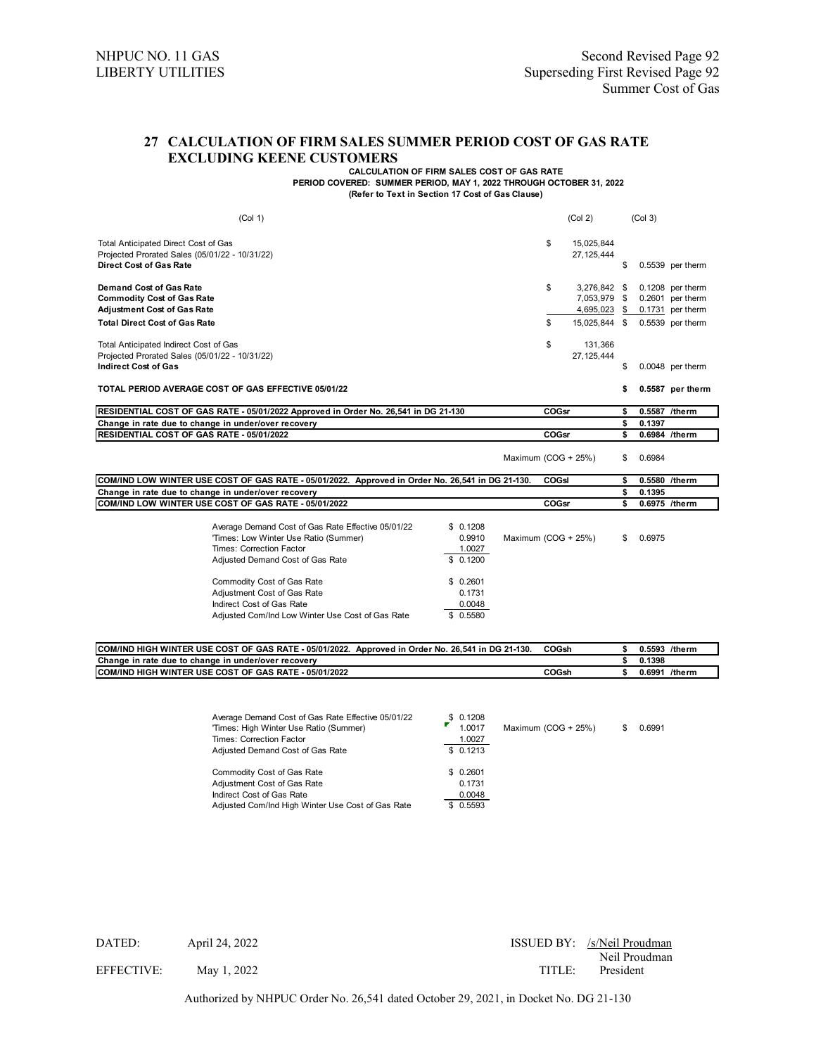NHPUC NO. 11 GAS
LIBERTY UTILITIES

Second Revised Page 92
Superseding First Revised Page 92
Summer Cost of Gas

## 27 CALCULATION OF FIRM SALES SUMMER PERIOD COST OF GAS RATE EXCLUDING KEENE CUSTOMERS

**CALCULATION OF FIRM SALES COST OF GAS RATE**
**PERIOD COVERED: SUMMER PERIOD, MAY 1, 2022 THROUGH OCTOBER 31, 2022**
**(Refer to Text in Section 17 Cost of Gas Clause)**

| (Col 1) | (Col 2) | (Col 3) |
|---|---|---|
| Total Anticipated Direct Cost of Gas | $ 15,025,844 | |
| Projected Prorated Sales (05/01/22 - 10/31/22) | 27,125,444 | |
| **Direct Cost of Gas Rate** | | $ 0.5539 per therm |
| **Demand Cost of Gas Rate** | $ 3,276,842 | $ 0.1208 per therm |
| **Commodity Cost of Gas Rate** | 7,053,979 | $ 0.2601 per therm |
| **Adjustment Cost of Gas Rate** | 4,695,023 | $ 0.1731 per therm |
| **Total Direct Cost of Gas Rate** | $ 15,025,844 | $ 0.5539 per therm |
| Total Anticipated Indirect Cost of Gas | $ 131,366 | |
| Projected Prorated Sales (05/01/22 - 10/31/22) | 27,125,444 | |
| **Indirect Cost of Gas** | | $ 0.0048 per therm |
| **TOTAL PERIOD AVERAGE COST OF GAS EFFECTIVE 05/01/22** | | **$ 0.5587 per therm** |

| | | |
|---|---|---|
| **RESIDENTIAL COST OF GAS RATE - 05/01/2022 Approved in Order No. 26,541 in DG 21-130** | **COGsr** | **$ 0.5587 /therm** |
| **Change in rate due to change in under/over recovery** | | **$ 0.1397** |
| **RESIDENTIAL COST OF GAS RATE - 05/01/2022** | **COGsr** | **$ 0.6984 /therm** |
| | Maximum (COG + 25%) | $ 0.6984 |

| | | |
|---|---|---|
| **COM/IND LOW WINTER USE COST OF GAS RATE - 05/01/2022. Approved in Order No. 26,541 in DG 21-130.** | **COGsl** | **$ 0.5580 /therm** |
| **Change in rate due to change in under/over recovery** | | **$ 0.1395** |
| **COM/IND LOW WINTER USE COST OF GAS RATE - 05/01/2022** | **COGsr** | **$ 0.6975 /therm** |

| | | | |
|---|---|---|---|
| Average Demand Cost of Gas Rate Effective 05/01/22 | $ 0.1208 | | |
| 'Times: Low Winter Use Ratio (Summer) | 0.9910 | Maximum (COG + 25%) | $ 0.6975 |
| Times: Correction Factor | 1.0027 | | |
| Adjusted Demand Cost of Gas Rate | $ 0.1200 | | |
| Commodity Cost of Gas Rate | $ 0.2601 | | |
| Adjustment Cost of Gas Rate | 0.1731 | | |
| Indirect Cost of Gas Rate | 0.0048 | | |
| Adjusted Com/Ind Low Winter Use Cost of Gas Rate | $ 0.5580 | | |

| | | |
|---|---|---|
| **COM/IND HIGH WINTER USE COST OF GAS RATE - 05/01/2022. Approved in Order No. 26,541 in DG 21-130.** | **COGsh** | **$ 0.5593 /therm** |
| **Change in rate due to change in under/over recovery** | | **$ 0.1398** |
| **COM/IND HIGH WINTER USE COST OF GAS RATE - 05/01/2022** | **COGsh** | **$ 0.6991 /therm** |

| | | | |
|---|---|---|---|
| Average Demand Cost of Gas Rate Effective 05/01/22 | $ 0.1208 | | |
| 'Times: High Winter Use Ratio (Summer) | 1.0017 | Maximum (COG + 25%) | $ 0.6991 |
| Times: Correction Factor | 1.0027 | | |
| Adjusted Demand Cost of Gas Rate | $ 0.1213 | | |
| Commodity Cost of Gas Rate | $ 0.2601 | | |
| Adjustment Cost of Gas Rate | 0.1731 | | |
| Indirect Cost of Gas Rate | 0.0048 | | |
| Adjusted Com/Ind High Winter Use Cost of Gas Rate | $ 0.5593 | | |

DATED: April 24, 2022
EFFECTIVE: May 1, 2022

ISSUED BY: /s/Neil Proudman
Neil Proudman
TITLE: President

Authorized by NHPUC Order No. 26,541 dated October 29, 2021, in Docket No. DG 21-130